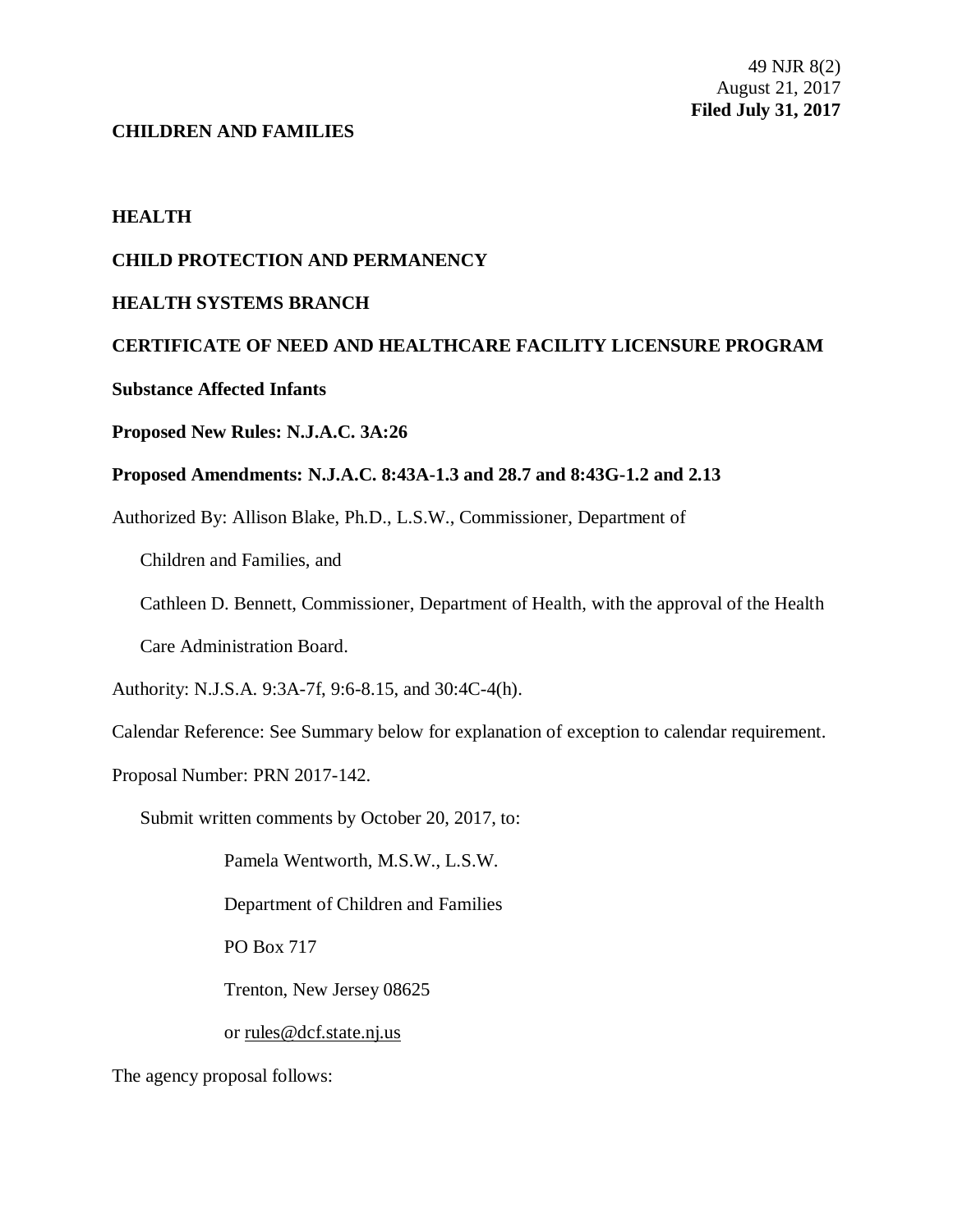49 NJR 8(2)
August 21, 2017
**Filed July 31, 2017**

**CHILDREN AND FAMILIES**

**HEALTH**

**CHILD PROTECTION AND PERMANENCY**

**HEALTH SYSTEMS BRANCH**

**CERTIFICATE OF NEED AND HEALTHCARE FACILITY LICENSURE PROGRAM**

**Substance Affected Infants**

**Proposed New Rules: N.J.A.C. 3A:26**

**Proposed Amendments: N.J.A.C. 8:43A-1.3 and 28.7 and 8:43G-1.2 and 2.13**

Authorized By: Allison Blake, Ph.D., L.S.W., Commissioner, Department of Children and Families, and

Cathleen D. Bennett, Commissioner, Department of Health, with the approval of the Health Care Administration Board.

Authority: N.J.S.A. 9:3A-7f, 9:6-8.15, and 30:4C-4(h).

Calendar Reference: See Summary below for explanation of exception to calendar requirement.

Proposal Number: PRN 2017-142.

Submit written comments by October 20, 2017, to:

Pamela Wentworth, M.S.W., L.S.W.
Department of Children and Families
PO Box 717
Trenton, New Jersey 08625
or rules@dcf.state.nj.us

The agency proposal follows: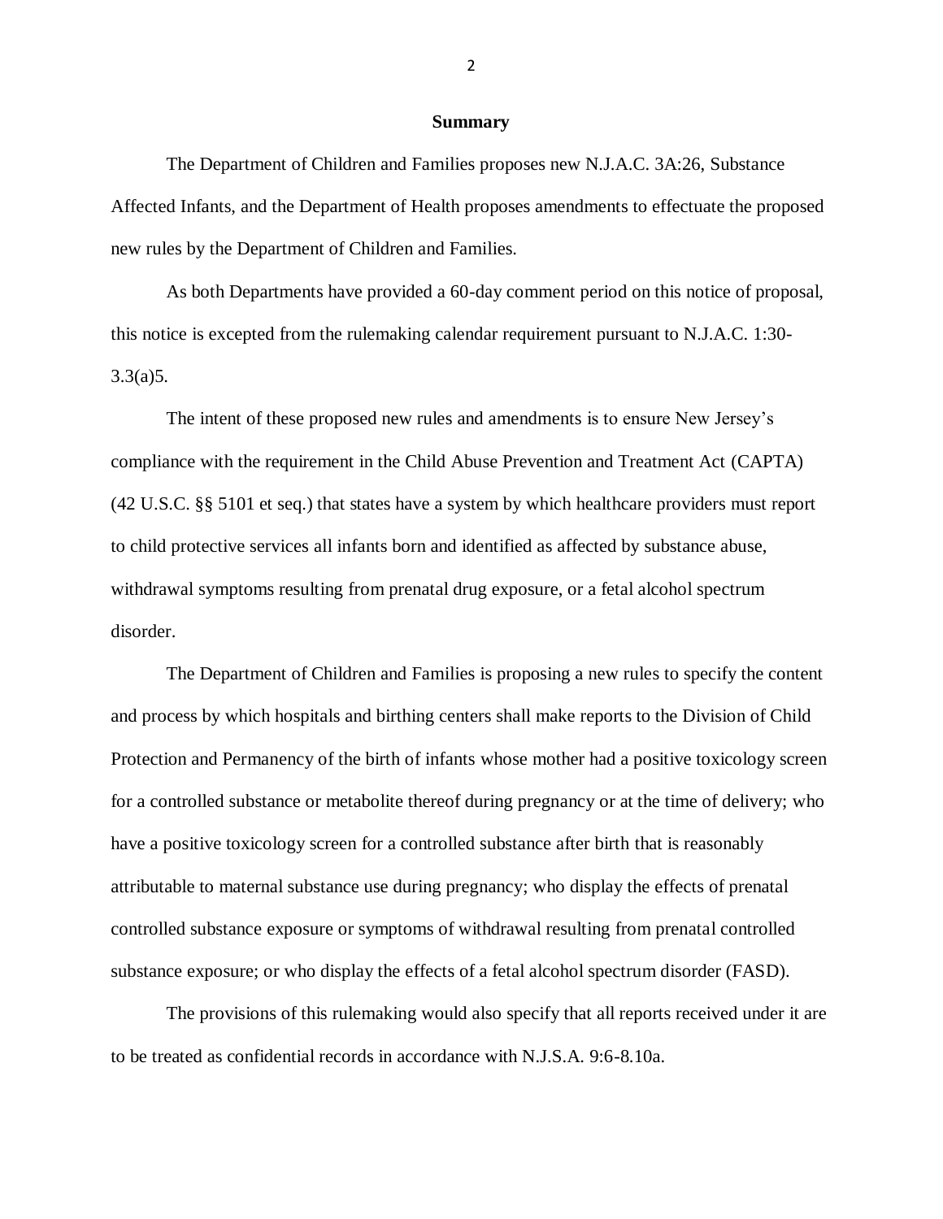## Summary

The Department of Children and Families proposes new N.J.A.C. 3A:26, Substance Affected Infants, and the Department of Health proposes amendments to effectuate the proposed new rules by the Department of Children and Families.

As both Departments have provided a 60-day comment period on this notice of proposal, this notice is excepted from the rulemaking calendar requirement pursuant to N.J.A.C. 1:30-3.3(a)5.

The intent of these proposed new rules and amendments is to ensure New Jersey's compliance with the requirement in the Child Abuse Prevention and Treatment Act (CAPTA) (42 U.S.C. §§ 5101 et seq.) that states have a system by which healthcare providers must report to child protective services all infants born and identified as affected by substance abuse, withdrawal symptoms resulting from prenatal drug exposure, or a fetal alcohol spectrum disorder.

The Department of Children and Families is proposing a new rules to specify the content and process by which hospitals and birthing centers shall make reports to the Division of Child Protection and Permanency of the birth of infants whose mother had a positive toxicology screen for a controlled substance or metabolite thereof during pregnancy or at the time of delivery; who have a positive toxicology screen for a controlled substance after birth that is reasonably attributable to maternal substance use during pregnancy; who display the effects of prenatal controlled substance exposure or symptoms of withdrawal resulting from prenatal controlled substance exposure; or who display the effects of a fetal alcohol spectrum disorder (FASD).

The provisions of this rulemaking would also specify that all reports received under it are to be treated as confidential records in accordance with N.J.S.A. 9:6-8.10a.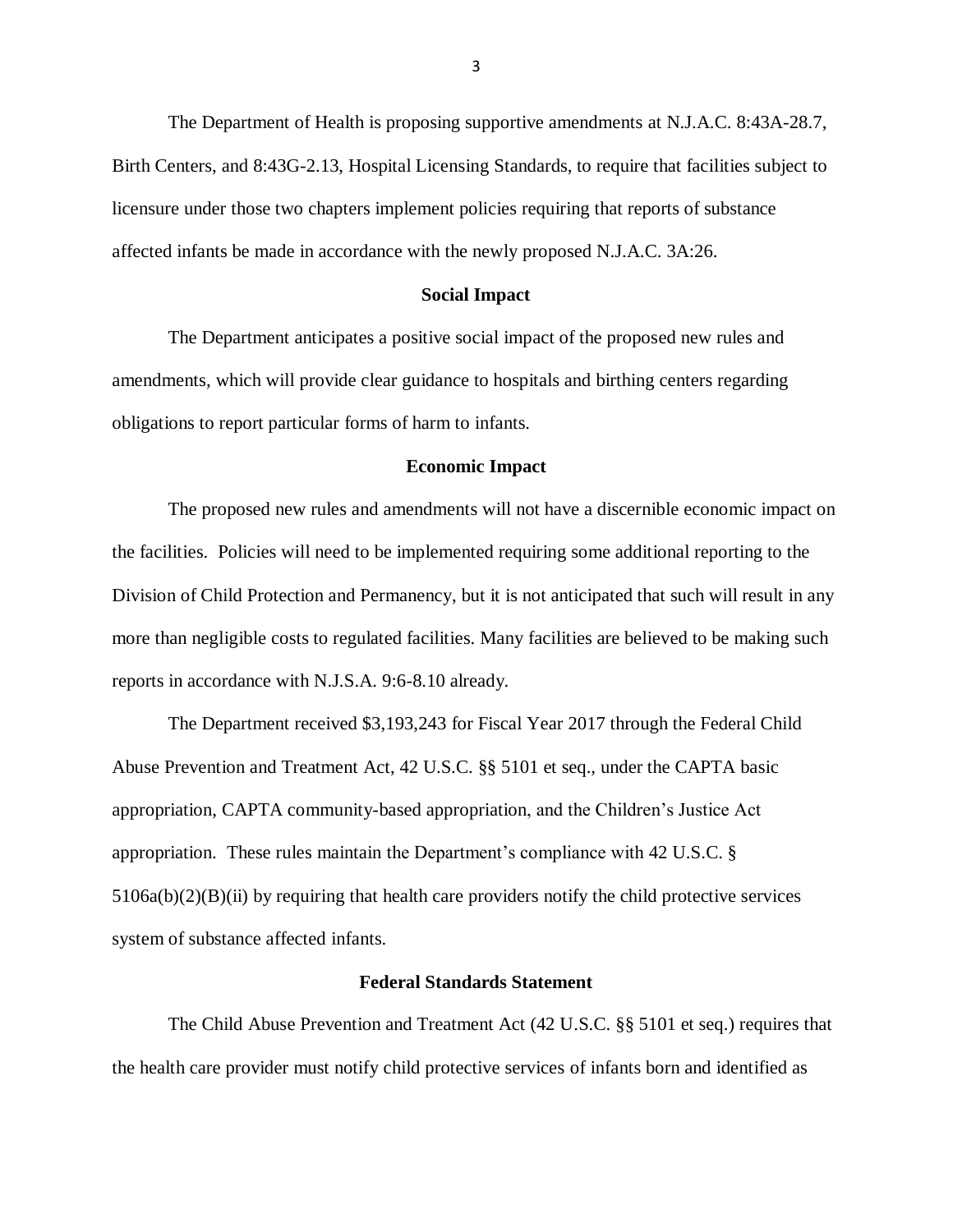The Department of Health is proposing supportive amendments at N.J.A.C. 8:43A-28.7, Birth Centers, and 8:43G-2.13, Hospital Licensing Standards, to require that facilities subject to licensure under those two chapters implement policies requiring that reports of substance affected infants be made in accordance with the newly proposed N.J.A.C. 3A:26.

## Social Impact

The Department anticipates a positive social impact of the proposed new rules and amendments, which will provide clear guidance to hospitals and birthing centers regarding obligations to report particular forms of harm to infants.

## Economic Impact

The proposed new rules and amendments will not have a discernible economic impact on the facilities. Policies will need to be implemented requiring some additional reporting to the Division of Child Protection and Permanency, but it is not anticipated that such will result in any more than negligible costs to regulated facilities. Many facilities are believed to be making such reports in accordance with N.J.S.A. 9:6-8.10 already.

The Department received $3,193,243 for Fiscal Year 2017 through the Federal Child Abuse Prevention and Treatment Act, 42 U.S.C. §§ 5101 et seq., under the CAPTA basic appropriation, CAPTA community-based appropriation, and the Children's Justice Act appropriation. These rules maintain the Department's compliance with 42 U.S.C. § 5106a(b)(2)(B)(ii) by requiring that health care providers notify the child protective services system of substance affected infants.

## Federal Standards Statement

The Child Abuse Prevention and Treatment Act (42 U.S.C. §§ 5101 et seq.) requires that the health care provider must notify child protective services of infants born and identified as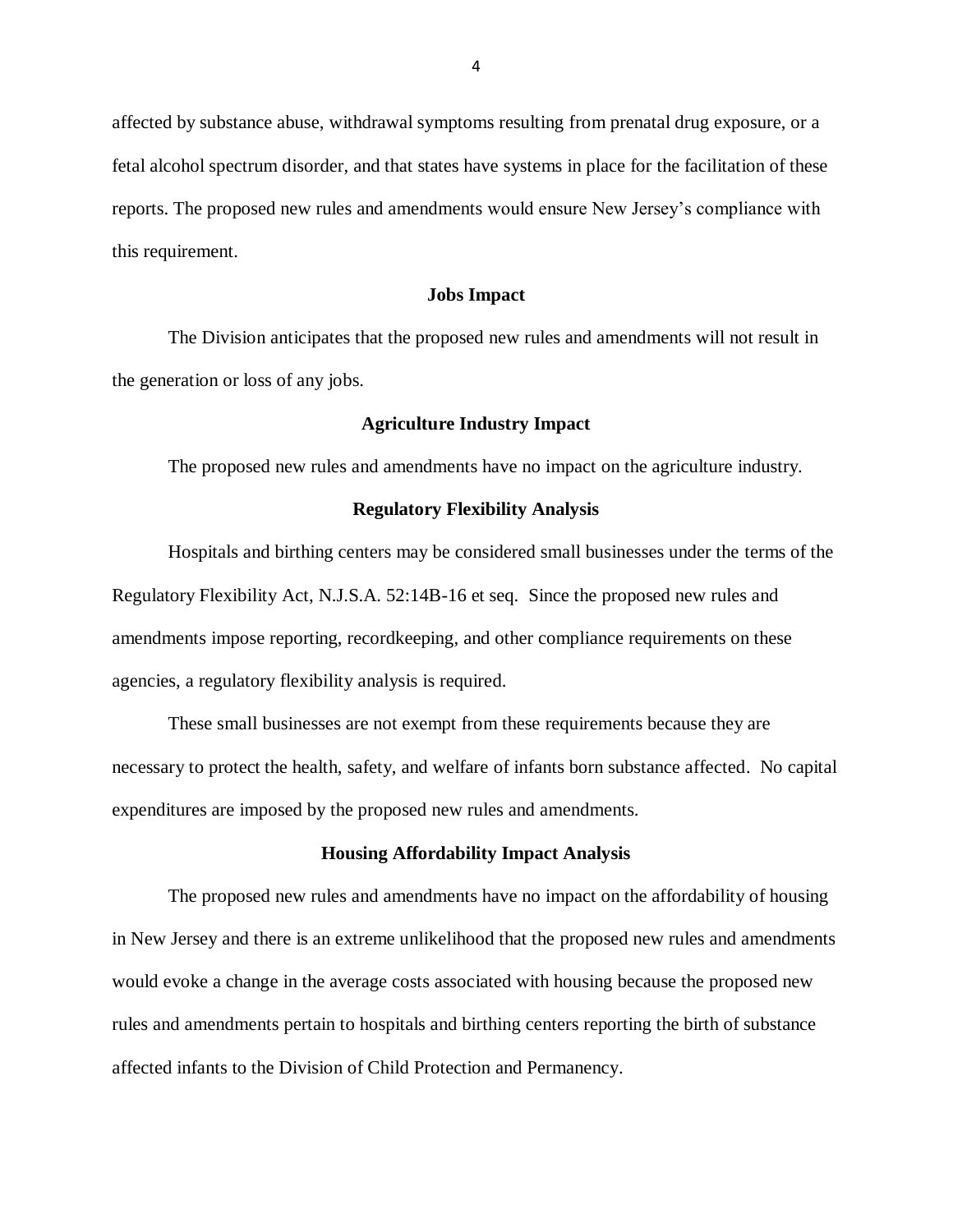affected by substance abuse, withdrawal symptoms resulting from prenatal drug exposure, or a fetal alcohol spectrum disorder, and that states have systems in place for the facilitation of these reports. The proposed new rules and amendments would ensure New Jersey's compliance with this requirement.

**Jobs Impact**

The Division anticipates that the proposed new rules and amendments will not result in the generation or loss of any jobs.

**Agriculture Industry Impact**

The proposed new rules and amendments have no impact on the agriculture industry.

**Regulatory Flexibility Analysis**

Hospitals and birthing centers may be considered small businesses under the terms of the Regulatory Flexibility Act, N.J.S.A. 52:14B-16 et seq. Since the proposed new rules and amendments impose reporting, recordkeeping, and other compliance requirements on these agencies, a regulatory flexibility analysis is required.

These small businesses are not exempt from these requirements because they are necessary to protect the health, safety, and welfare of infants born substance affected. No capital expenditures are imposed by the proposed new rules and amendments.

**Housing Affordability Impact Analysis**

The proposed new rules and amendments have no impact on the affordability of housing in New Jersey and there is an extreme unlikelihood that the proposed new rules and amendments would evoke a change in the average costs associated with housing because the proposed new rules and amendments pertain to hospitals and birthing centers reporting the birth of substance affected infants to the Division of Child Protection and Permanency.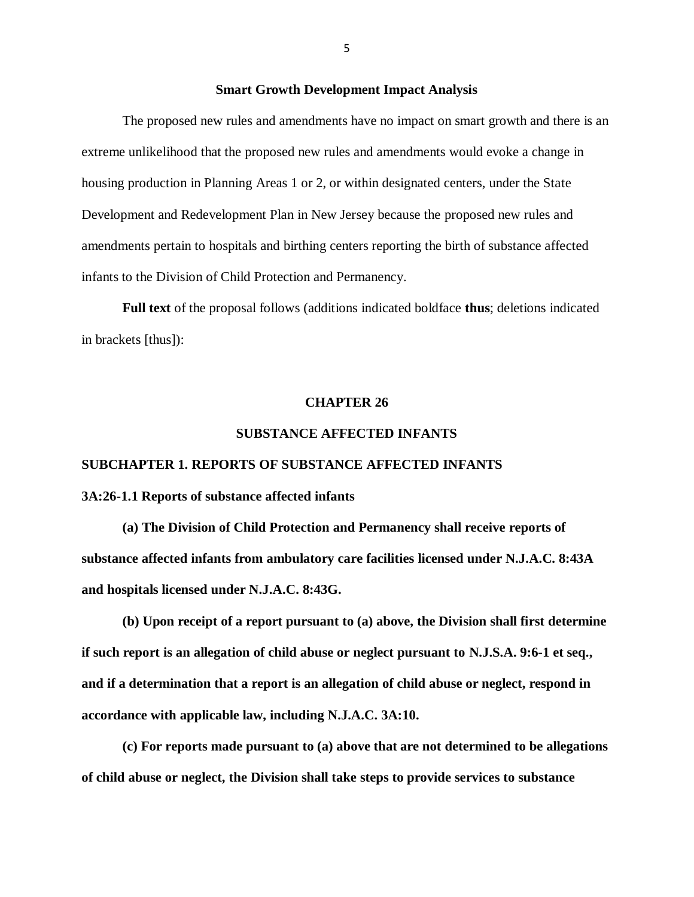**Smart Growth Development Impact Analysis**

The proposed new rules and amendments have no impact on smart growth and there is an extreme unlikelihood that the proposed new rules and amendments would evoke a change in housing production in Planning Areas 1 or 2, or within designated centers, under the State Development and Redevelopment Plan in New Jersey because the proposed new rules and amendments pertain to hospitals and birthing centers reporting the birth of substance affected infants to the Division of Child Protection and Permanency.

**Full text** of the proposal follows (additions indicated boldface **thus**; deletions indicated in brackets [thus]):

**CHAPTER 26**

**SUBSTANCE AFFECTED INFANTS**

**SUBCHAPTER 1. REPORTS OF SUBSTANCE AFFECTED INFANTS**

**3A:26-1.1 Reports of substance affected infants**

**(a) The Division of Child Protection and Permanency shall receive reports of substance affected infants from ambulatory care facilities licensed under N.J.A.C. 8:43A and hospitals licensed under N.J.A.C. 8:43G.**

**(b) Upon receipt of a report pursuant to (a) above, the Division shall first determine if such report is an allegation of child abuse or neglect pursuant to N.J.S.A. 9:6-1 et seq., and if a determination that a report is an allegation of child abuse or neglect, respond in accordance with applicable law, including N.J.A.C. 3A:10.**

**(c) For reports made pursuant to (a) above that are not determined to be allegations of child abuse or neglect, the Division shall take steps to provide services to substance**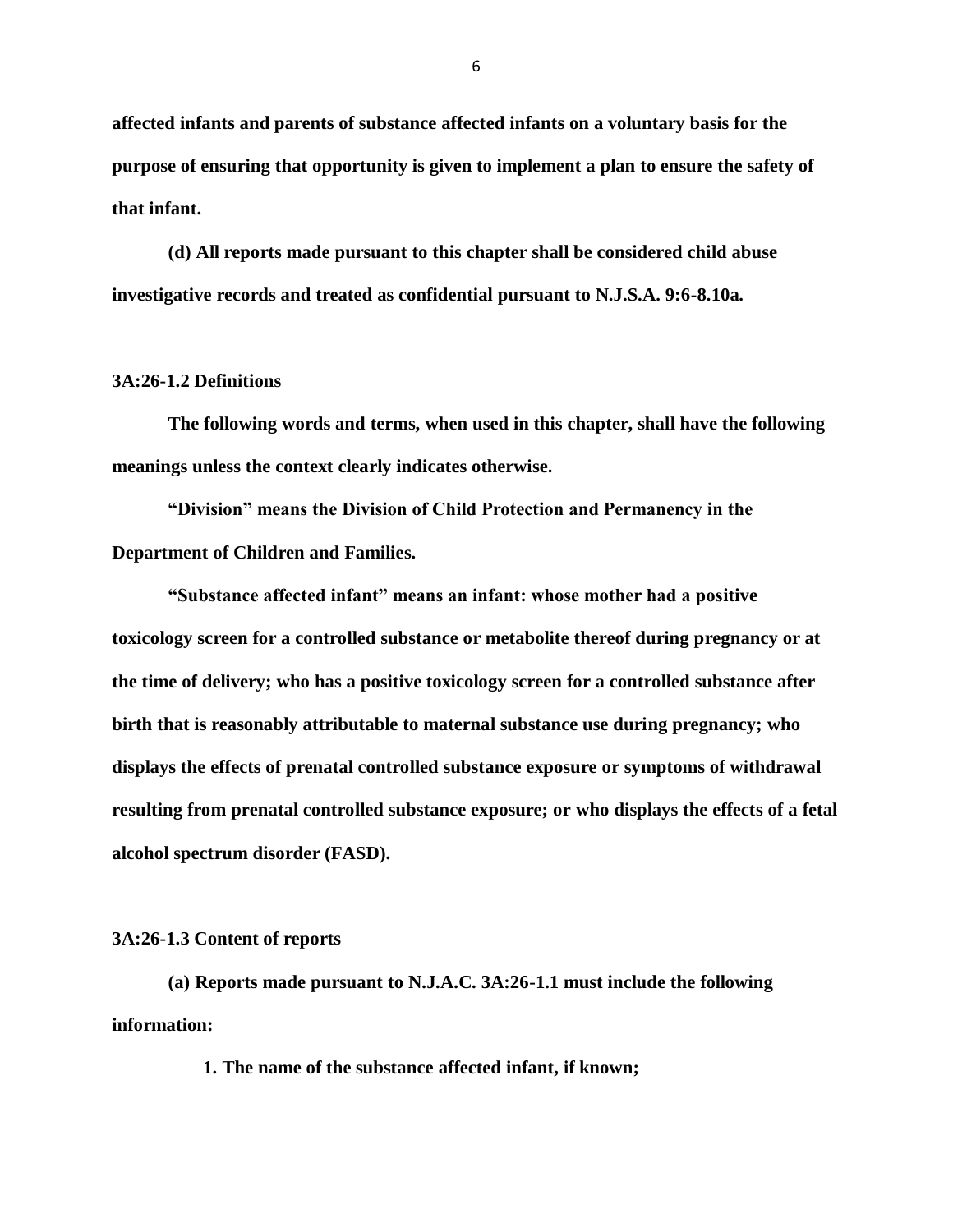**affected infants and parents of substance affected infants on a voluntary basis for the purpose of ensuring that opportunity is given to implement a plan to ensure the safety of that infant.**

**(d) All reports made pursuant to this chapter shall be considered child abuse investigative records and treated as confidential pursuant to N.J.S.A. 9:6-8.10a.**

**3A:26-1.2 Definitions**

**The following words and terms, when used in this chapter, shall have the following meanings unless the context clearly indicates otherwise.**

**"Division" means the Division of Child Protection and Permanency in the Department of Children and Families.**

**"Substance affected infant" means an infant: whose mother had a positive toxicology screen for a controlled substance or metabolite thereof during pregnancy or at the time of delivery; who has a positive toxicology screen for a controlled substance after birth that is reasonably attributable to maternal substance use during pregnancy; who displays the effects of prenatal controlled substance exposure or symptoms of withdrawal resulting from prenatal controlled substance exposure; or who displays the effects of a fetal alcohol spectrum disorder (FASD).**

**3A:26-1.3 Content of reports**

**(a) Reports made pursuant to N.J.A.C. 3A:26-1.1 must include the following information:**

**1. The name of the substance affected infant, if known;**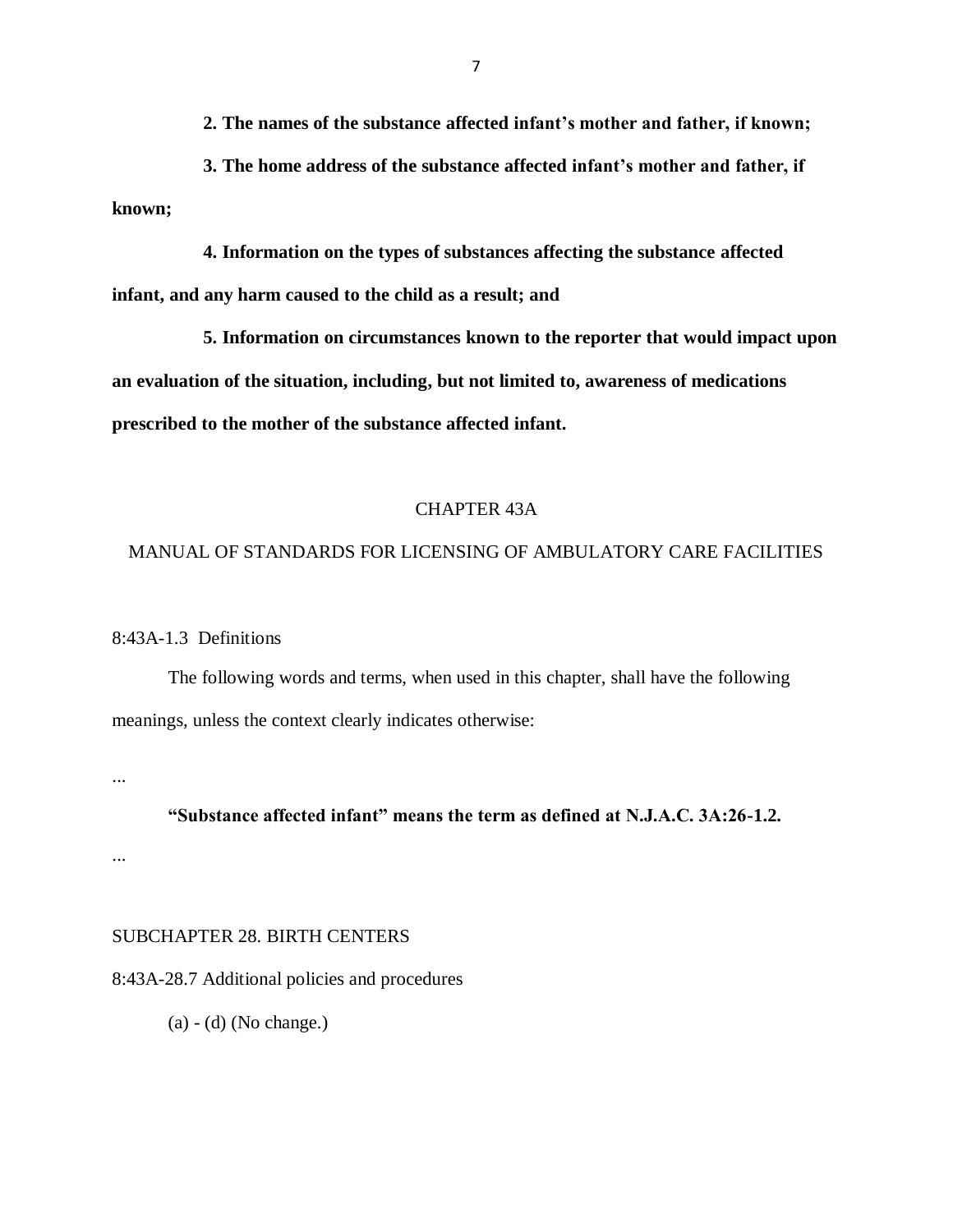**2. The names of the substance affected infant's mother and father, if known;**

**3. The home address of the substance affected infant's mother and father, if known;**

**4. Information on the types of substances affecting the substance affected infant, and any harm caused to the child as a result; and**

**5. Information on circumstances known to the reporter that would impact upon an evaluation of the situation, including, but not limited to, awareness of medications prescribed to the mother of the substance affected infant.**

## CHAPTER 43A

## MANUAL OF STANDARDS FOR LICENSING OF AMBULATORY CARE FACILITIES

8:43A-1.3 Definitions

The following words and terms, when used in this chapter, shall have the following meanings, unless the context clearly indicates otherwise:

...

**"Substance affected infant" means the term as defined at N.J.A.C. 3A:26-1.2.**

...

SUBCHAPTER 28. BIRTH CENTERS

8:43A-28.7 Additional policies and procedures

(a) - (d) (No change.)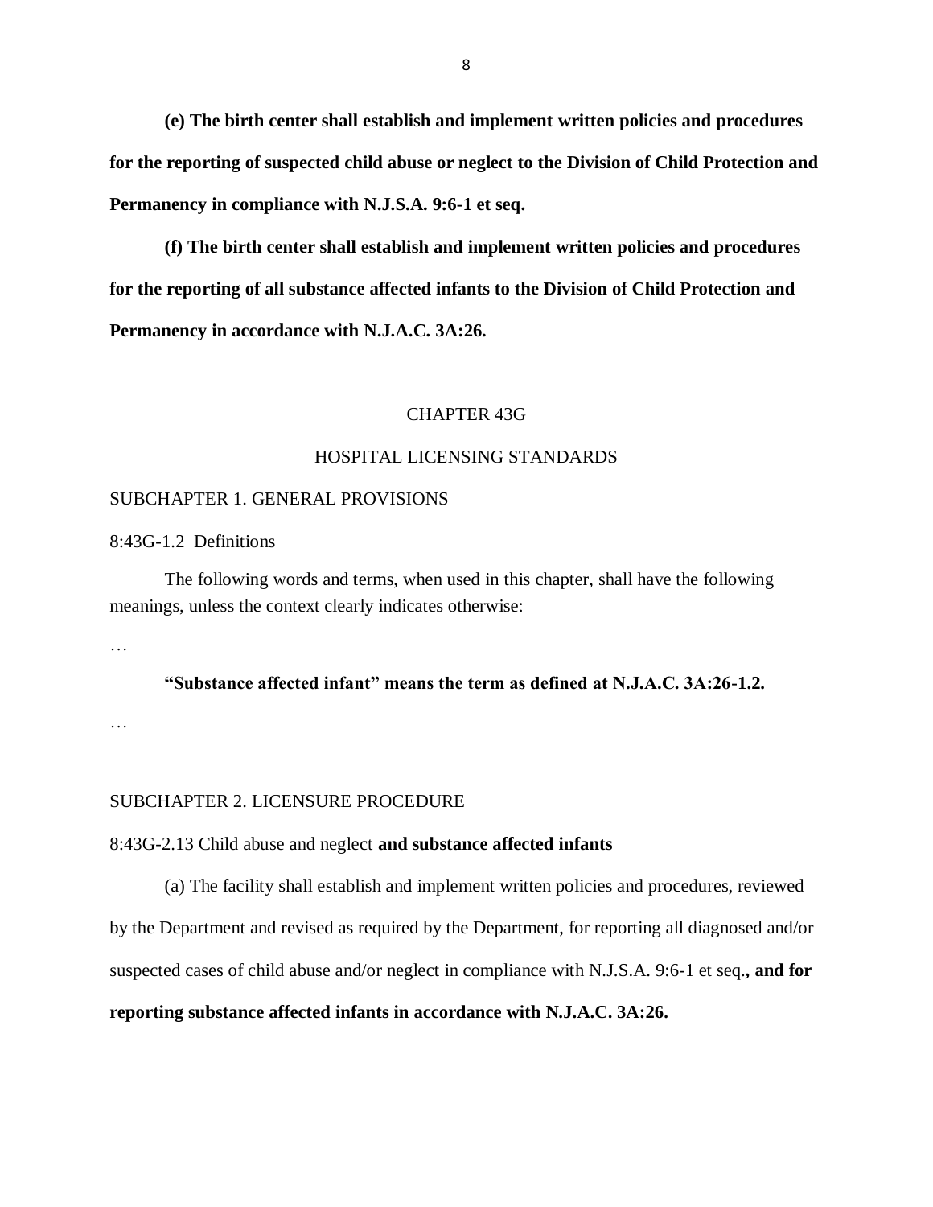**(e) The birth center shall establish and implement written policies and procedures for the reporting of suspected child abuse or neglect to the Division of Child Protection and Permanency in compliance with N.J.S.A. 9:6-1 et seq.**

**(f) The birth center shall establish and implement written policies and procedures for the reporting of all substance affected infants to the Division of Child Protection and Permanency in accordance with N.J.A.C. 3A:26.**

CHAPTER 43G

HOSPITAL LICENSING STANDARDS

SUBCHAPTER 1. GENERAL PROVISIONS

8:43G-1.2 Definitions

The following words and terms, when used in this chapter, shall have the following meanings, unless the context clearly indicates otherwise:

…

**"Substance affected infant" means the term as defined at N.J.A.C. 3A:26-1.2.**

…

SUBCHAPTER 2. LICENSURE PROCEDURE

8:43G-2.13 Child abuse and neglect **and substance affected infants**

(a) The facility shall establish and implement written policies and procedures, reviewed by the Department and revised as required by the Department, for reporting all diagnosed and/or suspected cases of child abuse and/or neglect in compliance with N.J.S.A. 9:6-1 et seq.**, and for reporting substance affected infants in accordance with N.J.A.C. 3A:26.**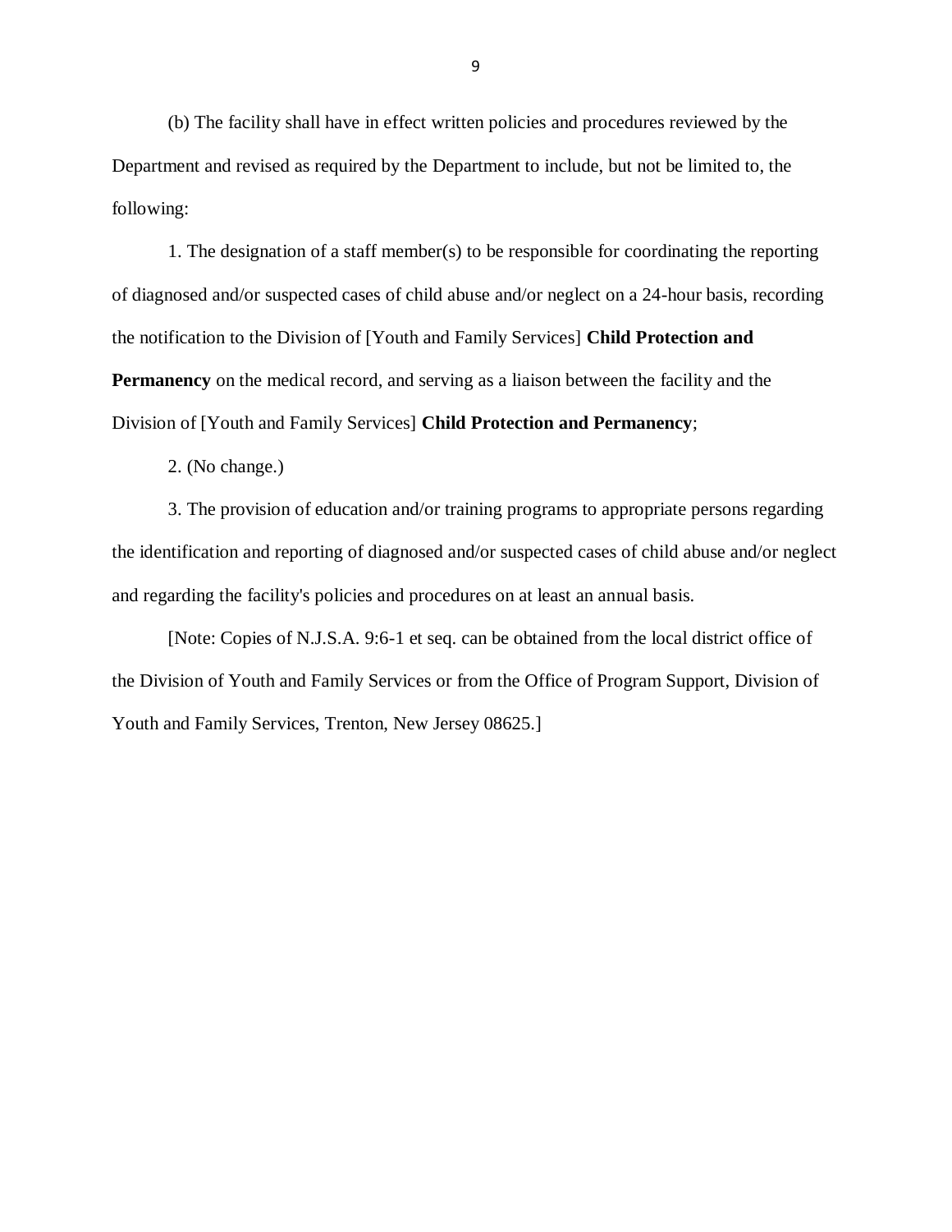(b) The facility shall have in effect written policies and procedures reviewed by the Department and revised as required by the Department to include, but not be limited to, the following:

1. The designation of a staff member(s) to be responsible for coordinating the reporting of diagnosed and/or suspected cases of child abuse and/or neglect on a 24-hour basis, recording the notification to the Division of [Youth and Family Services] **Child Protection and Permanency** on the medical record, and serving as a liaison between the facility and the Division of [Youth and Family Services] **Child Protection and Permanency**;

2. (No change.)

3. The provision of education and/or training programs to appropriate persons regarding the identification and reporting of diagnosed and/or suspected cases of child abuse and/or neglect and regarding the facility's policies and procedures on at least an annual basis.

[Note: Copies of N.J.S.A. 9:6-1 et seq. can be obtained from the local district office of the Division of Youth and Family Services or from the Office of Program Support, Division of Youth and Family Services, Trenton, New Jersey 08625.]